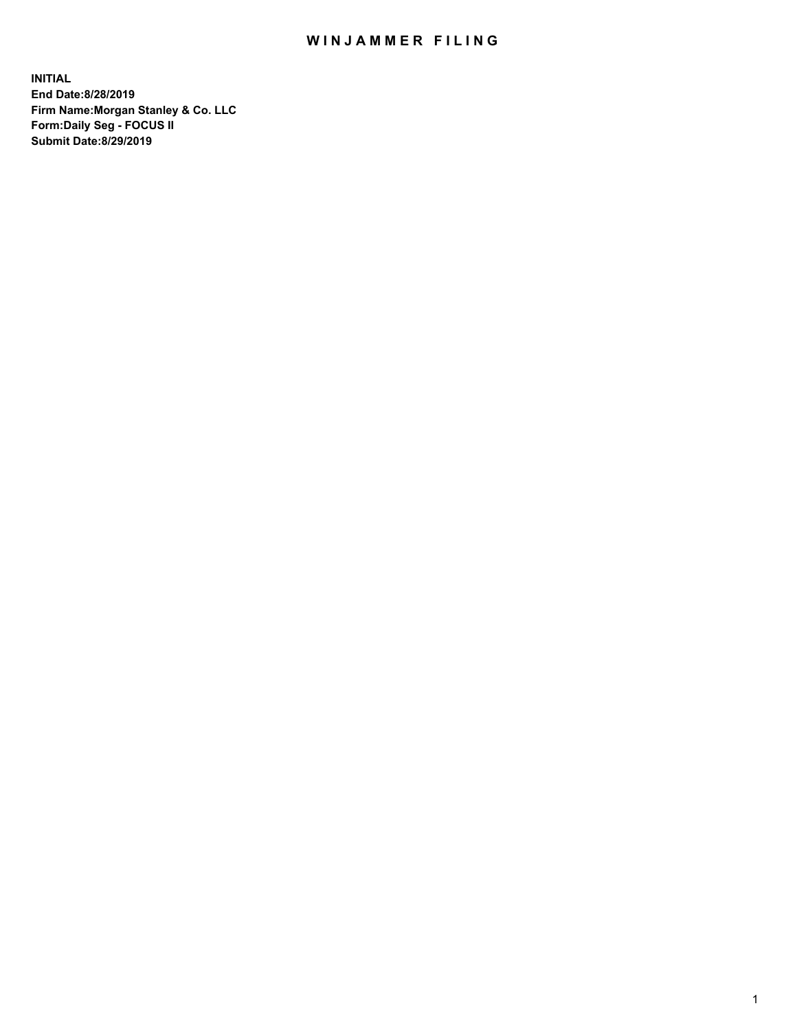# WINJAMMER FILING

**INITIAL**
**End Date:8/28/2019**
**Firm Name:Morgan Stanley & Co. LLC**
**Form:Daily Seg - FOCUS II**
**Submit Date:8/29/2019**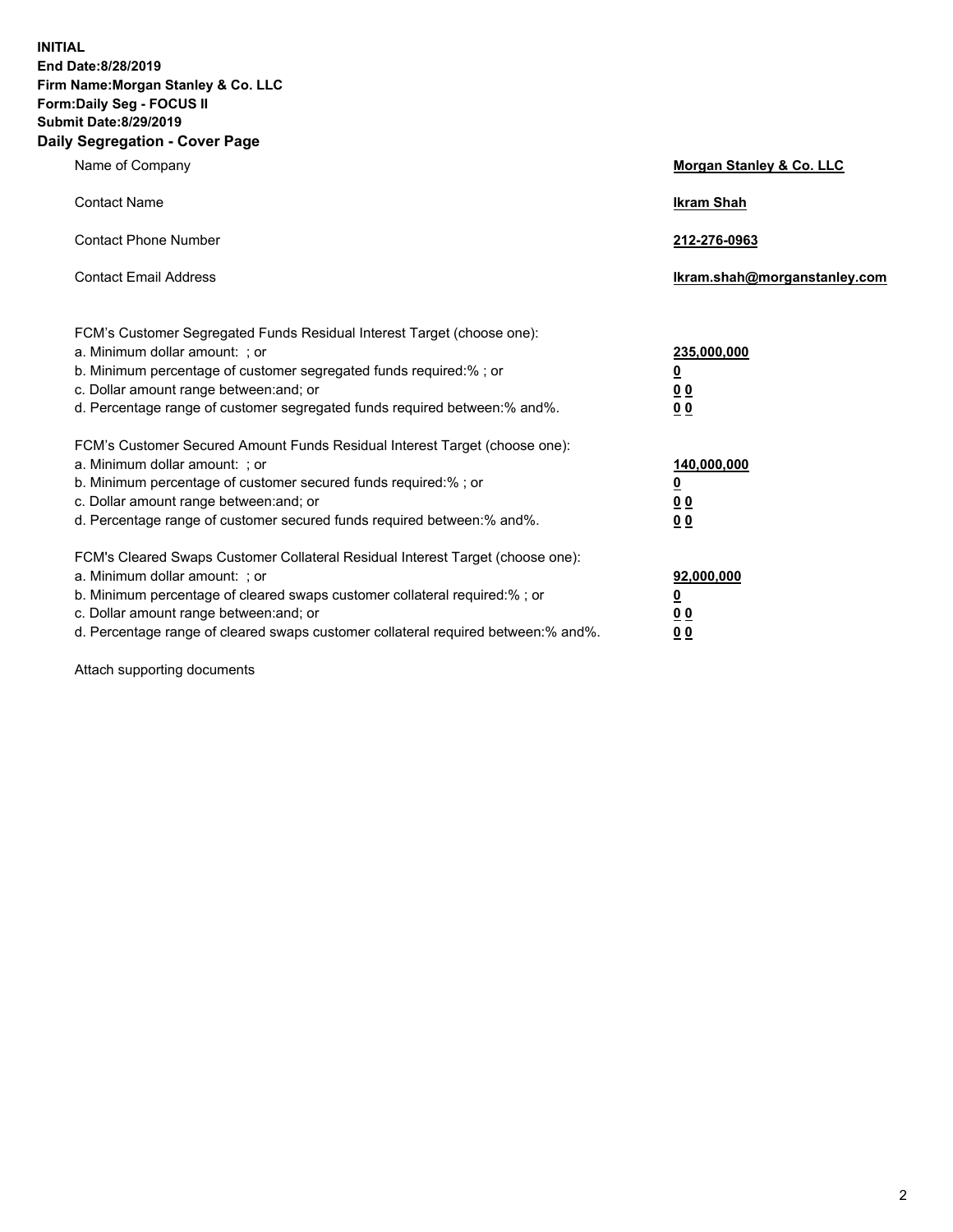**INITIAL**
**End Date:8/28/2019**
**Firm Name:Morgan Stanley & Co. LLC**
**Form:Daily Seg - FOCUS II**
**Submit Date:8/29/2019**
**Daily Segregation - Cover Page**

| | |
|---|---|
| Name of Company | **Morgan Stanley & Co. LLC** |
| Contact Name | **Ikram Shah** |
| Contact Phone Number | **212-276-0963** |
| Contact Email Address | **Ikram.shah@morganstanley.com** |

| | |
|---|---|
| FCM's Customer Segregated Funds Residual Interest Target (choose one): | |
| a. Minimum dollar amount: ; or | **235,000,000** |
| b. Minimum percentage of customer segregated funds required:% ; or | **0** |
| c. Dollar amount range between:and; or | **0 0** |
| d. Percentage range of customer segregated funds required between:% and%. | **0 0** |
| FCM's Customer Secured Amount Funds Residual Interest Target (choose one): | |
| a. Minimum dollar amount: ; or | **140,000,000** |
| b. Minimum percentage of customer secured funds required:% ; or | **0** |
| c. Dollar amount range between:and; or | **0 0** |
| d. Percentage range of customer secured funds required between:% and%. | **0 0** |
| FCM's Cleared Swaps Customer Collateral Residual Interest Target (choose one): | |
| a. Minimum dollar amount: ; or | **92,000,000** |
| b. Minimum percentage of cleared swaps customer collateral required:% ; or | **0** |
| c. Dollar amount range between:and; or | **0 0** |
| d. Percentage range of cleared swaps customer collateral required between:% and%. | **0 0** |

Attach supporting documents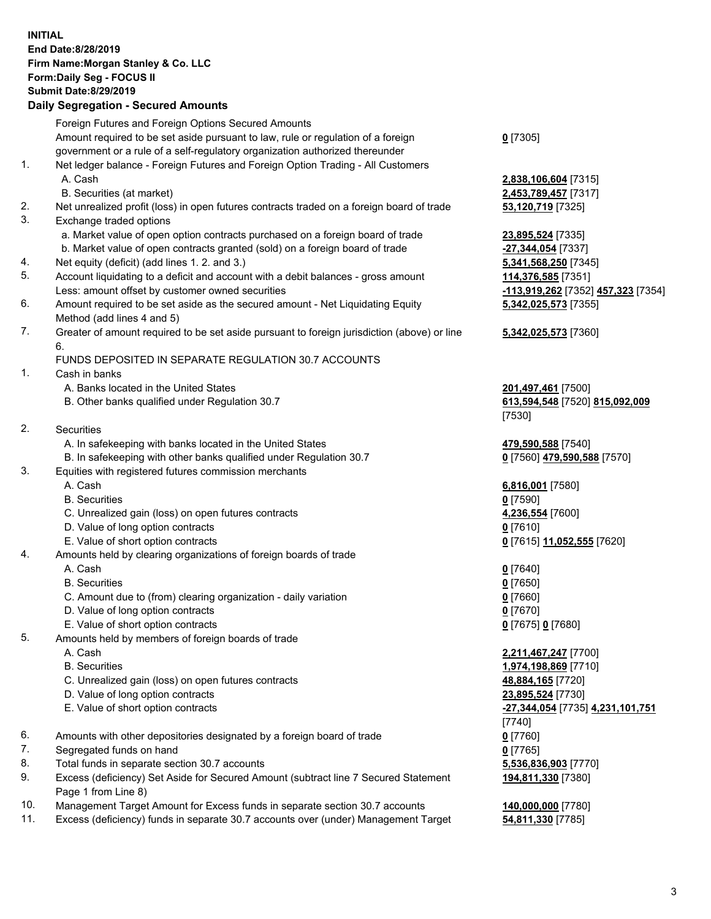**INITIAL**
**End Date:8/28/2019**
**Firm Name:Morgan Stanley & Co. LLC**
**Form:Daily Seg - FOCUS II**
**Submit Date:8/29/2019**

## Daily Segregation - Secured Amounts

| | | | |
|---|---|---|---|
| | Foreign Futures and Foreign Options Secured Amounts | | |
| | Amount required to be set aside pursuant to law, rule or regulation of a foreign government or a rule of a self-regulatory organization authorized thereunder | | **0** [7305] |
| 1. | Net ledger balance - Foreign Futures and Foreign Option Trading - All Customers | | |
| | A. Cash | | **2,838,106,604** [7315] |
| | B. Securities (at market) | | **2,453,789,457** [7317] |
| 2. | Net unrealized profit (loss) in open futures contracts traded on a foreign board of trade | | **53,120,719** [7325] |
| 3. | Exchange traded options | | |
| | a. Market value of open option contracts purchased on a foreign board of trade | | **23,895,524** [7335] |
| | b. Market value of open contracts granted (sold) on a foreign board of trade | | **-27,344,054** [7337] |
| 4. | Net equity (deficit) (add lines 1. 2. and 3.) | | **5,341,568,250** [7345] |
| 5. | Account liquidating to a deficit and account with a debit balances - gross amount | | **114,376,585** [7351] |
| | Less: amount offset by customer owned securities | **-113,919,262** [7352] | **457,323** [7354] |
| 6. | Amount required to be set aside as the secured amount - Net Liquidating Equity Method (add lines 4 and 5) | | **5,342,025,573** [7355] |
| 7. | Greater of amount required to be set aside pursuant to foreign jurisdiction (above) or line 6. | | **5,342,025,573** [7360] |
| | FUNDS DEPOSITED IN SEPARATE REGULATION 30.7 ACCOUNTS | | |
| 1. | Cash in banks | | |
| | A. Banks located in the United States | **201,497,461** [7500] | |
| | B. Other banks qualified under Regulation 30.7 | **613,594,548** [7520] | **815,092,009** [7530] |
| 2. | Securities | | |
| | A. In safekeeping with banks located in the United States | **479,590,588** [7540] | |
| | B. In safekeeping with other banks qualified under Regulation 30.7 | **0** [7560] | **479,590,588** [7570] |
| 3. | Equities with registered futures commission merchants | | |
| | A. Cash | **6,816,001** [7580] | |
| | B. Securities | **0** [7590] | |
| | C. Unrealized gain (loss) on open futures contracts | **4,236,554** [7600] | |
| | D. Value of long option contracts | **0** [7610] | |
| | E. Value of short option contracts | **0** [7615] | **11,052,555** [7620] |
| 4. | Amounts held by clearing organizations of foreign boards of trade | | |
| | A. Cash | **0** [7640] | |
| | B. Securities | **0** [7650] | |
| | C. Amount due to (from) clearing organization - daily variation | **0** [7660] | |
| | D. Value of long option contracts | **0** [7670] | |
| | E. Value of short option contracts | **0** [7675] | **0** [7680] |
| 5. | Amounts held by members of foreign boards of trade | | |
| | A. Cash | **2,211,467,247** [7700] | |
| | B. Securities | **1,974,198,869** [7710] | |
| | C. Unrealized gain (loss) on open futures contracts | **48,884,165** [7720] | |
| | D. Value of long option contracts | **23,895,524** [7730] | |
| | E. Value of short option contracts | **-27,344,054** [7735] | **4,231,101,751** [7740] |
| 6. | Amounts with other depositories designated by a foreign board of trade | | **0** [7760] |
| 7. | Segregated funds on hand | | **0** [7765] |
| 8. | Total funds in separate section 30.7 accounts | | **5,536,836,903** [7770] |
| 9. | Excess (deficiency) Set Aside for Secured Amount (subtract line 7 Secured Statement Page 1 from Line 8) | | **194,811,330** [7380] |
| 10. | Management Target Amount for Excess funds in separate section 30.7 accounts | | **140,000,000** [7780] |
| 11. | Excess (deficiency) funds in separate 30.7 accounts over (under) Management Target | | **54,811,330** [7785] |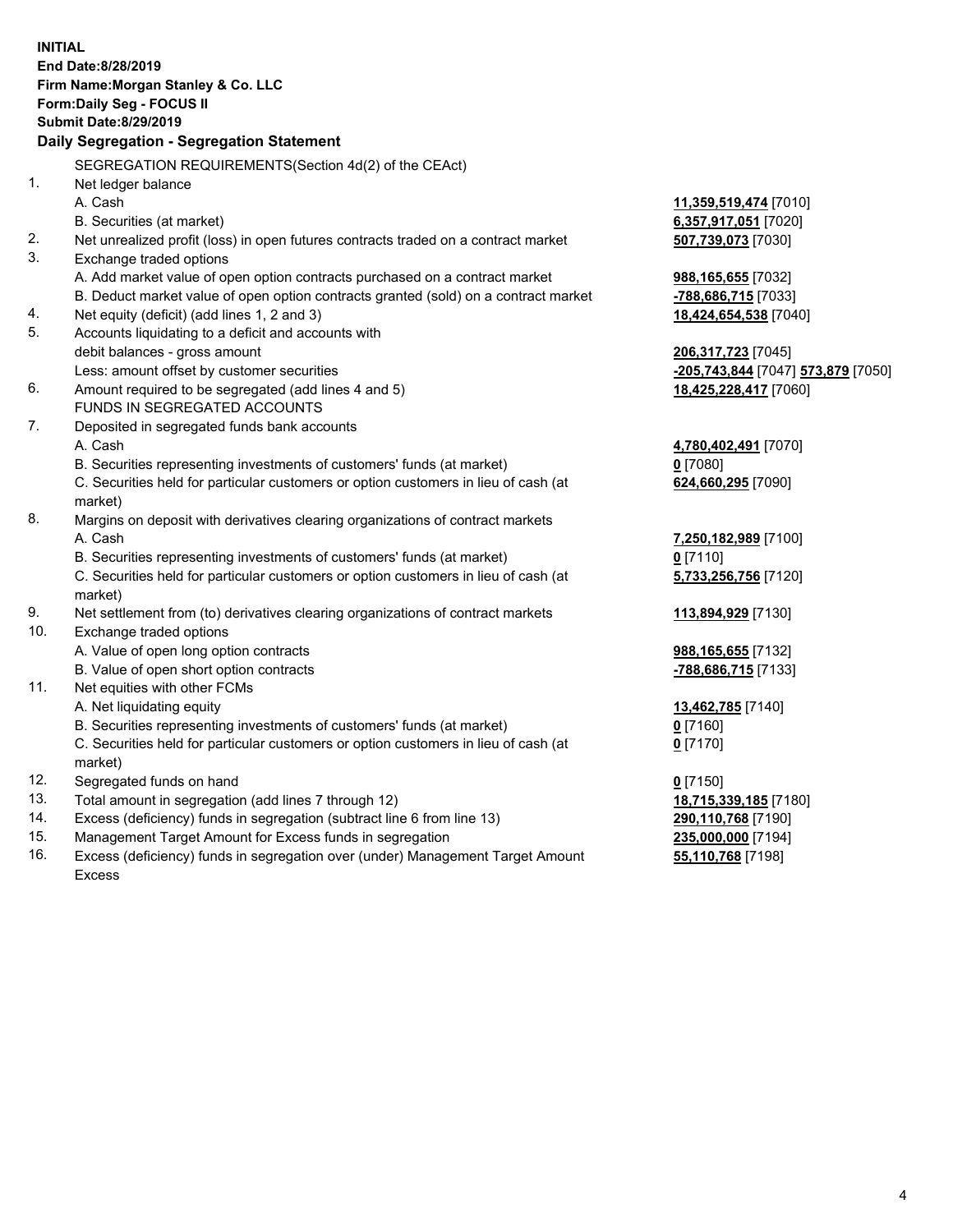**INITIAL**
**End Date:8/28/2019**
**Firm Name:Morgan Stanley & Co. LLC**
**Form:Daily Seg - FOCUS II**
**Submit Date:8/29/2019**

## Daily Segregation - Segregation Statement

| | | |
|---|---|---|
| | SEGREGATION REQUIREMENTS(Section 4d(2) of the CEAct) | |
| 1. | Net ledger balance | |
| | A. Cash | **11,359,519,474** [7010] |
| | B. Securities (at market) | **6,357,917,051** [7020] |
| 2. | Net unrealized profit (loss) in open futures contracts traded on a contract market | **507,739,073** [7030] |
| 3. | Exchange traded options | |
| | A. Add market value of open option contracts purchased on a contract market | **988,165,655** [7032] |
| | B. Deduct market value of open option contracts granted (sold) on a contract market | **-788,686,715** [7033] |
| 4. | Net equity (deficit) (add lines 1, 2 and 3) | **18,424,654,538** [7040] |
| 5. | Accounts liquidating to a deficit and accounts with debit balances - gross amount | **206,317,723** [7045] |
| | Less: amount offset by customer securities | **-205,743,844** [7047] **573,879** [7050] |
| 6. | Amount required to be segregated (add lines 4 and 5) | **18,425,228,417** [7060] |
| | FUNDS IN SEGREGATED ACCOUNTS | |
| 7. | Deposited in segregated funds bank accounts | |
| | A. Cash | **4,780,402,491** [7070] |
| | B. Securities representing investments of customers' funds (at market) | **0** [7080] |
| | C. Securities held for particular customers or option customers in lieu of cash (at market) | **624,660,295** [7090] |
| 8. | Margins on deposit with derivatives clearing organizations of contract markets | |
| | A. Cash | **7,250,182,989** [7100] |
| | B. Securities representing investments of customers' funds (at market) | **0** [7110] |
| | C. Securities held for particular customers or option customers in lieu of cash (at market) | **5,733,256,756** [7120] |
| 9. | Net settlement from (to) derivatives clearing organizations of contract markets | **113,894,929** [7130] |
| 10. | Exchange traded options | |
| | A. Value of open long option contracts | **988,165,655** [7132] |
| | B. Value of open short option contracts | **-788,686,715** [7133] |
| 11. | Net equities with other FCMs | |
| | A. Net liquidating equity | **13,462,785** [7140] |
| | B. Securities representing investments of customers' funds (at market) | **0** [7160] |
| | C. Securities held for particular customers or option customers in lieu of cash (at market) | **0** [7170] |
| 12. | Segregated funds on hand | **0** [7150] |
| 13. | Total amount in segregation (add lines 7 through 12) | **18,715,339,185** [7180] |
| 14. | Excess (deficiency) funds in segregation (subtract line 6 from line 13) | **290,110,768** [7190] |
| 15. | Management Target Amount for Excess funds in segregation | **235,000,000** [7194] |
| 16. | Excess (deficiency) funds in segregation over (under) Management Target Amount Excess | **55,110,768** [7198] |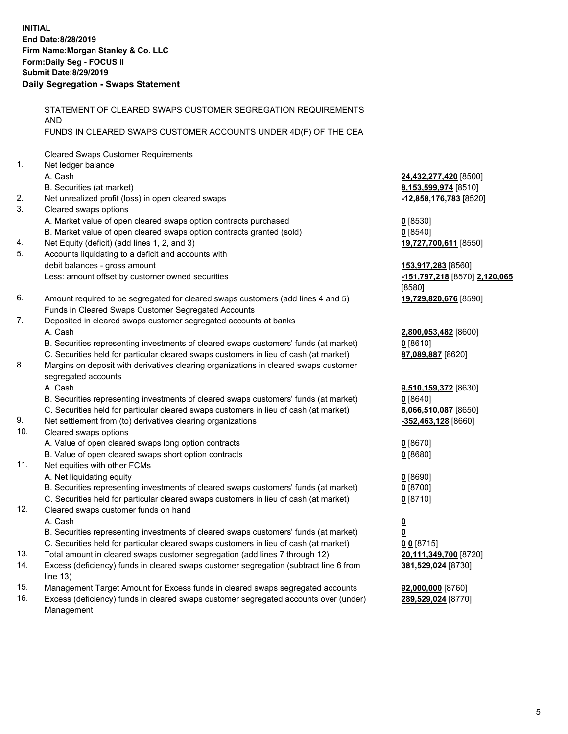**INITIAL**
**End Date:8/28/2019**
**Firm Name:Morgan Stanley & Co. LLC**
**Form:Daily Seg - FOCUS II**
**Submit Date:8/29/2019**
**Daily Segregation - Swaps Statement**

STATEMENT OF CLEARED SWAPS CUSTOMER SEGREGATION REQUIREMENTS AND FUNDS IN CLEARED SWAPS CUSTOMER ACCOUNTS UNDER 4D(F) OF THE CEA

| | | |
|---|---|---|
| | Cleared Swaps Customer Requirements | |
| 1. | Net ledger balance | |
| | A. Cash | **24,432,277,420** [8500] |
| | B. Securities (at market) | **8,153,599,974** [8510] |
| 2. | Net unrealized profit (loss) in open cleared swaps | **-12,858,176,783** [8520] |
| 3. | Cleared swaps options | |
| | A. Market value of open cleared swaps option contracts purchased | **0** [8530] |
| | B. Market value of open cleared swaps option contracts granted (sold) | **0** [8540] |
| 4. | Net Equity (deficit) (add lines 1, 2, and 3) | **19,727,700,611** [8550] |
| 5. | Accounts liquidating to a deficit and accounts with debit balances - gross amount | **153,917,283** [8560] |
| | Less: amount offset by customer owned securities | **-151,797,218** [8570] **2,120,065** [8580] |
| 6. | Amount required to be segregated for cleared swaps customers (add lines 4 and 5) | **19,729,820,676** [8590] |
| | Funds in Cleared Swaps Customer Segregated Accounts | |
| 7. | Deposited in cleared swaps customer segregated accounts at banks | |
| | A. Cash | **2,800,053,482** [8600] |
| | B. Securities representing investments of cleared swaps customers' funds (at market) | **0** [8610] |
| | C. Securities held for particular cleared swaps customers in lieu of cash (at market) | **87,089,887** [8620] |
| 8. | Margins on deposit with derivatives clearing organizations in cleared swaps customer segregated accounts | |
| | A. Cash | **9,510,159,372** [8630] |
| | B. Securities representing investments of cleared swaps customers' funds (at market) | **0** [8640] |
| | C. Securities held for particular cleared swaps customers in lieu of cash (at market) | **8,066,510,087** [8650] |
| 9. | Net settlement from (to) derivatives clearing organizations | **-352,463,128** [8660] |
| 10. | Cleared swaps options | |
| | A. Value of open cleared swaps long option contracts | **0** [8670] |
| | B. Value of open cleared swaps short option contracts | **0** [8680] |
| 11. | Net equities with other FCMs | |
| | A. Net liquidating equity | **0** [8690] |
| | B. Securities representing investments of cleared swaps customers' funds (at market) | **0** [8700] |
| | C. Securities held for particular cleared swaps customers in lieu of cash (at market) | **0** [8710] |
| 12. | Cleared swaps customer funds on hand | |
| | A. Cash | **0** |
| | B. Securities representing investments of cleared swaps customers' funds (at market) | **0** |
| | C. Securities held for particular cleared swaps customers in lieu of cash (at market) | **0** **0** [8715] |
| 13. | Total amount in cleared swaps customer segregation (add lines 7 through 12) | **20,111,349,700** [8720] |
| 14. | Excess (deficiency) funds in cleared swaps customer segregation (subtract line 6 from line 13) | **381,529,024** [8730] |
| 15. | Management Target Amount for Excess funds in cleared swaps segregated accounts | **92,000,000** [8760] |
| 16. | Excess (deficiency) funds in cleared swaps customer segregated accounts over (under) Management | **289,529,024** [8770] |